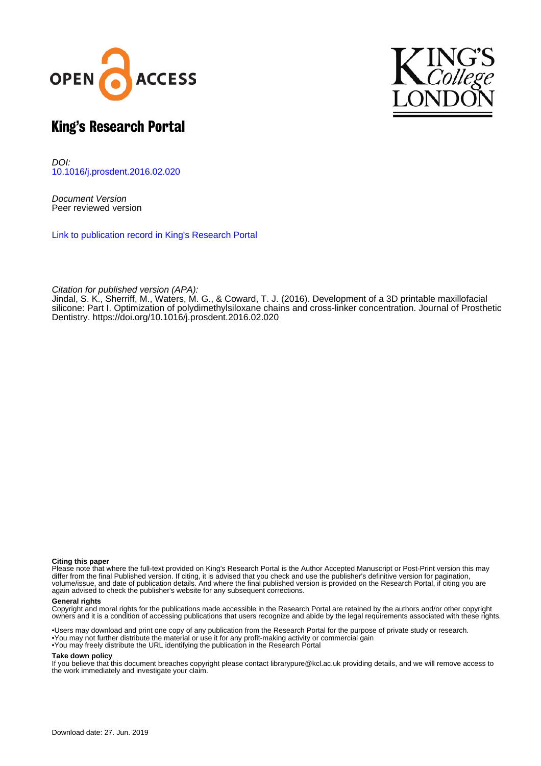# King's Research Portal

*DOI:*
10.1016/j.prosdent.2016.02.020

*Document Version*
Peer reviewed version

Link to publication record in King's Research Portal

*Citation for published version (APA):*
Jindal, S. K., Sherriff, M., Waters, M. G., & Coward, T. J. (2016). Development of a 3D printable maxillofacial silicone: Part I. Optimization of polydimethylsiloxane chains and cross-linker concentration. Journal of Prosthetic Dentistry. https://doi.org/10.1016/j.prosdent.2016.02.020

**Citing this paper**
Please note that where the full-text provided on King's Research Portal is the Author Accepted Manuscript or Post-Print version this may differ from the final Published version. If citing, it is advised that you check and use the publisher's definitive version for pagination, volume/issue, and date of publication details. And where the final published version is provided on the Research Portal, if citing you are again advised to check the publisher's website for any subsequent corrections.

**General rights**
Copyright and moral rights for the publications made accessible in the Research Portal are retained by the authors and/or other copyright owners and it is a condition of accessing publications that users recognize and abide by the legal requirements associated with these rights.

•Users may download and print one copy of any publication from the Research Portal for the purpose of private study or research.
•You may not further distribute the material or use it for any profit-making activity or commercial gain
•You may freely distribute the URL identifying the publication in the Research Portal

**Take down policy**
If you believe that this document breaches copyright please contact librarypure@kcl.ac.uk providing details, and we will remove access to the work immediately and investigate your claim.

Download date: 27. Jun. 2019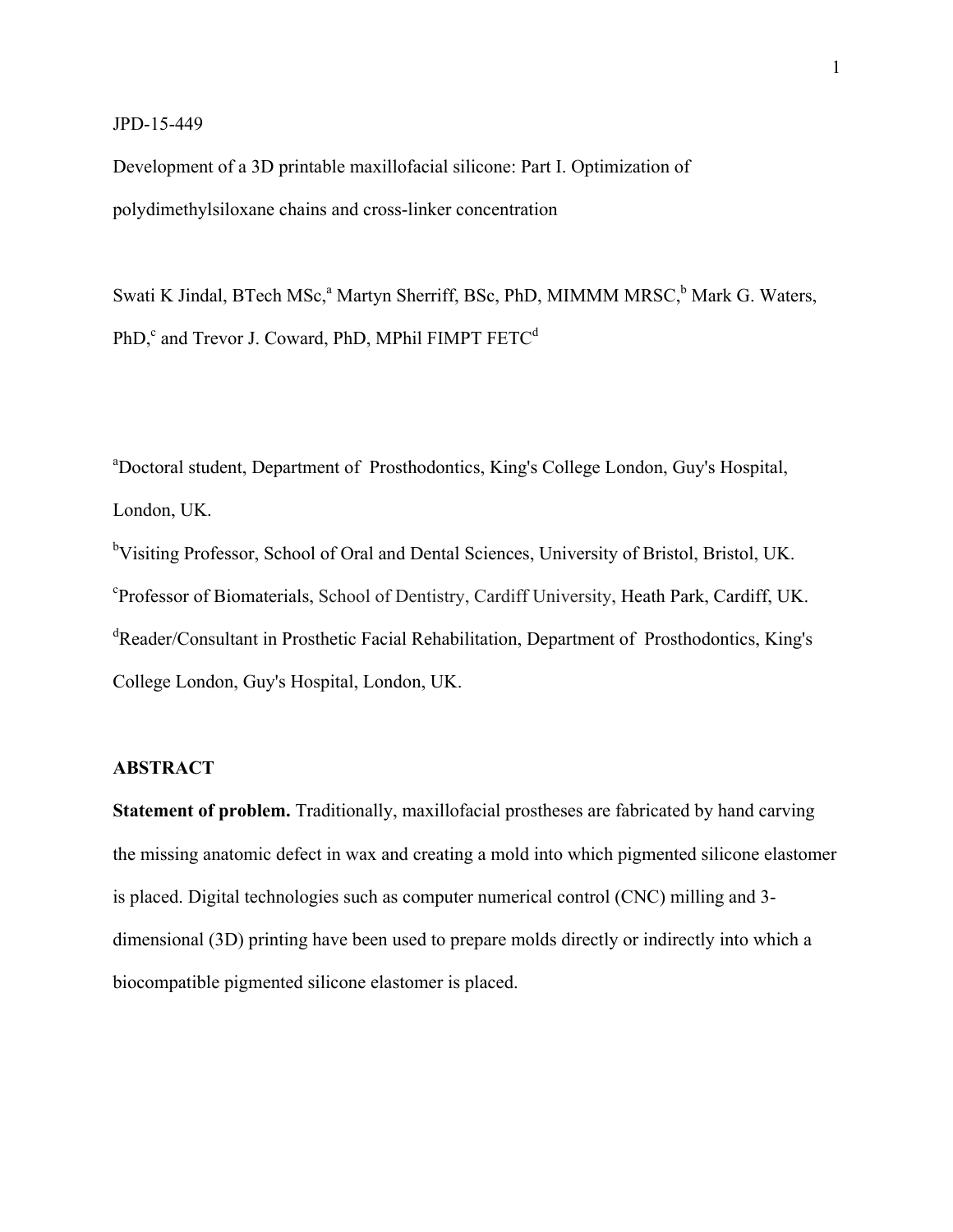JPD-15-449

Development of a 3D printable maxillofacial silicone: Part I. Optimization of polydimethylsiloxane chains and cross-linker concentration

Swati K Jindal, BTech MSc,[a] Martyn Sherriff, BSc, PhD, MIMMM MRSC,[b] Mark G. Waters, PhD,[c] and Trevor J. Coward, PhD, MPhil FIMPT FETC[d]

[a]Doctoral student, Department of Prosthodontics, King's College London, Guy's Hospital, London, UK.

[b]Visiting Professor, School of Oral and Dental Sciences, University of Bristol, Bristol, UK.

[c]Professor of Biomaterials, School of Dentistry, Cardiff University, Heath Park, Cardiff, UK.

[d]Reader/Consultant in Prosthetic Facial Rehabilitation, Department of Prosthodontics, King's College London, Guy's Hospital, London, UK.

## ABSTRACT

**Statement of problem.** Traditionally, maxillofacial prostheses are fabricated by hand carving the missing anatomic defect in wax and creating a mold into which pigmented silicone elastomer is placed. Digital technologies such as computer numerical control (CNC) milling and 3-dimensional (3D) printing have been used to prepare molds directly or indirectly into which a biocompatible pigmented silicone elastomer is placed.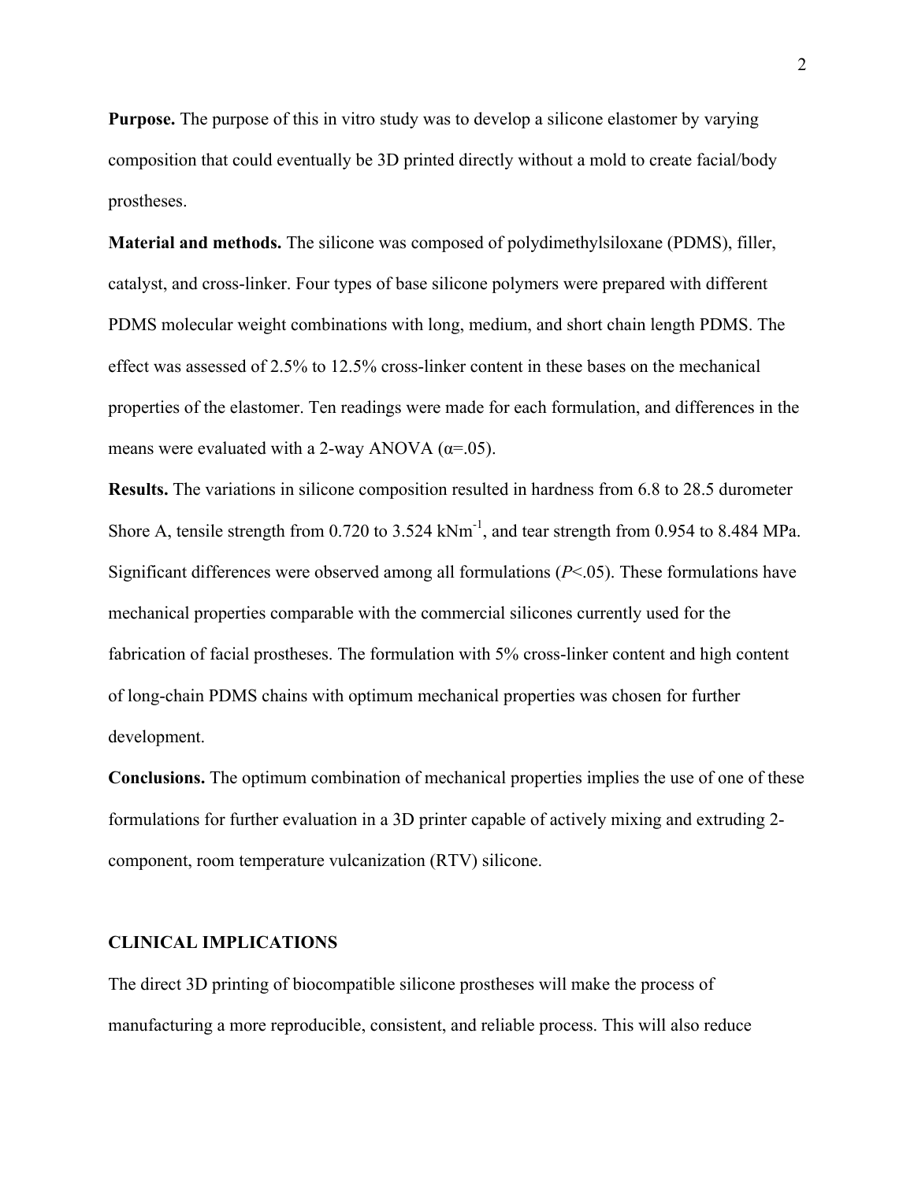**Purpose.** The purpose of this in vitro study was to develop a silicone elastomer by varying composition that could eventually be 3D printed directly without a mold to create facial/body prostheses.

**Material and methods.** The silicone was composed of polydimethylsiloxane (PDMS), filler, catalyst, and cross-linker. Four types of base silicone polymers were prepared with different PDMS molecular weight combinations with long, medium, and short chain length PDMS. The effect was assessed of 2.5% to 12.5% cross-linker content in these bases on the mechanical properties of the elastomer. Ten readings were made for each formulation, and differences in the means were evaluated with a 2-way ANOVA ($\alpha$=.05).

**Results.** The variations in silicone composition resulted in hardness from 6.8 to 28.5 durometer Shore A, tensile strength from 0.720 to 3.524 $kNm^{-1}$, and tear strength from 0.954 to 8.484 MPa. Significant differences were observed among all formulations ($P$<.05). These formulations have mechanical properties comparable with the commercial silicones currently used for the fabrication of facial prostheses. The formulation with 5% cross-linker content and high content of long-chain PDMS chains with optimum mechanical properties was chosen for further development.

**Conclusions.** The optimum combination of mechanical properties implies the use of one of these formulations for further evaluation in a 3D printer capable of actively mixing and extruding 2-component, room temperature vulcanization (RTV) silicone.

## CLINICAL IMPLICATIONS

The direct 3D printing of biocompatible silicone prostheses will make the process of manufacturing a more reproducible, consistent, and reliable process. This will also reduce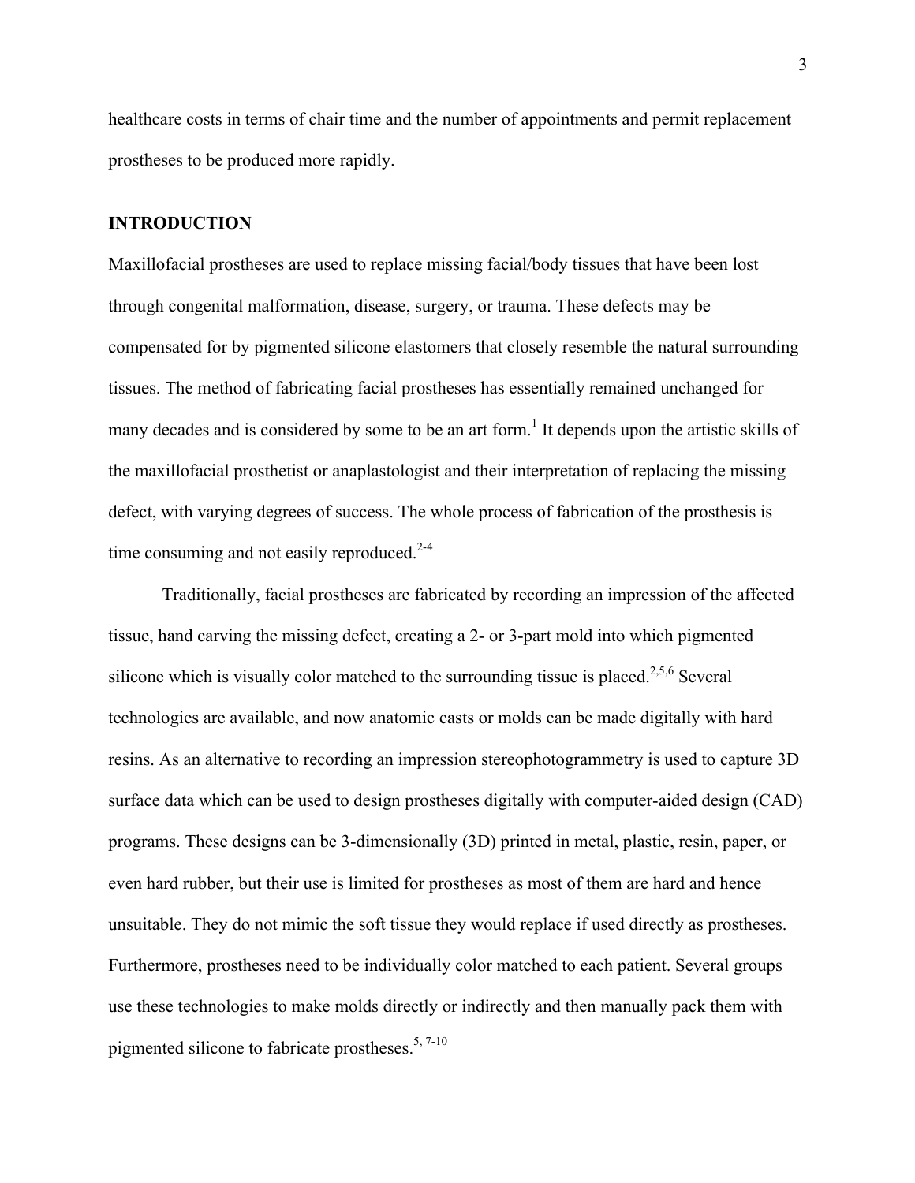healthcare costs in terms of chair time and the number of appointments and permit replacement prostheses to be produced more rapidly.

## INTRODUCTION

Maxillofacial prostheses are used to replace missing facial/body tissues that have been lost through congenital malformation, disease, surgery, or trauma. These defects may be compensated for by pigmented silicone elastomers that closely resemble the natural surrounding tissues. The method of fabricating facial prostheses has essentially remained unchanged for many decades and is considered by some to be an art form.[1] It depends upon the artistic skills of the maxillofacial prosthetist or anaplastologist and their interpretation of replacing the missing defect, with varying degrees of success. The whole process of fabrication of the prosthesis is time consuming and not easily reproduced.[2-4]

Traditionally, facial prostheses are fabricated by recording an impression of the affected tissue, hand carving the missing defect, creating a 2- or 3-part mold into which pigmented silicone which is visually color matched to the surrounding tissue is placed.[2,5,6] Several technologies are available, and now anatomic casts or molds can be made digitally with hard resins. As an alternative to recording an impression stereophotogrammetry is used to capture 3D surface data which can be used to design prostheses digitally with computer-aided design (CAD) programs. These designs can be 3-dimensionally (3D) printed in metal, plastic, resin, paper, or even hard rubber, but their use is limited for prostheses as most of them are hard and hence unsuitable. They do not mimic the soft tissue they would replace if used directly as prostheses. Furthermore, prostheses need to be individually color matched to each patient. Several groups use these technologies to make molds directly or indirectly and then manually pack them with pigmented silicone to fabricate prostheses.[5, 7-10]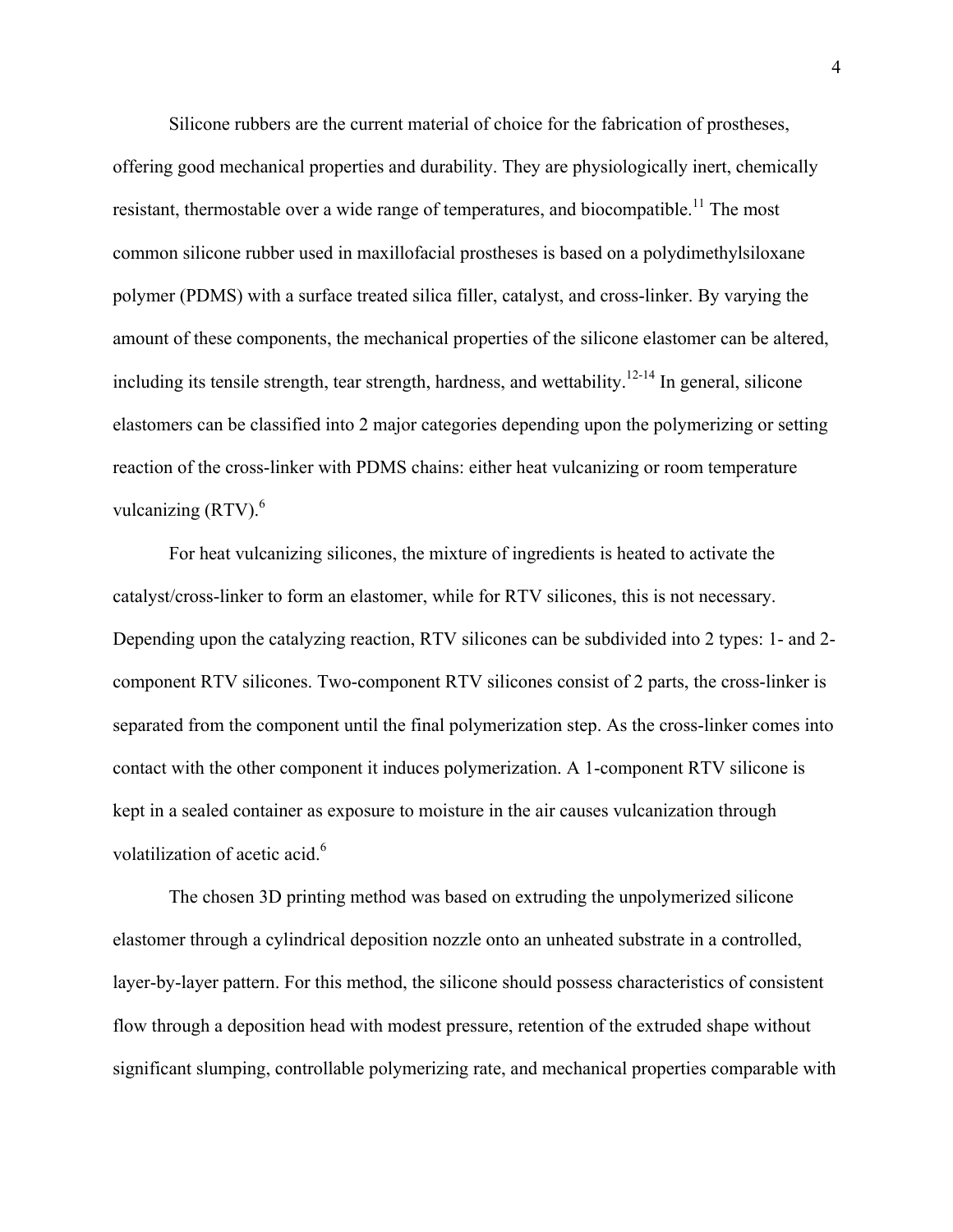Silicone rubbers are the current material of choice for the fabrication of prostheses, offering good mechanical properties and durability. They are physiologically inert, chemically resistant, thermostable over a wide range of temperatures, and biocompatible.[11] The most common silicone rubber used in maxillofacial prostheses is based on a polydimethylsiloxane polymer (PDMS) with a surface treated silica filler, catalyst, and cross-linker. By varying the amount of these components, the mechanical properties of the silicone elastomer can be altered, including its tensile strength, tear strength, hardness, and wettability.[12-14] In general, silicone elastomers can be classified into 2 major categories depending upon the polymerizing or setting reaction of the cross-linker with PDMS chains: either heat vulcanizing or room temperature vulcanizing (RTV).[6]

For heat vulcanizing silicones, the mixture of ingredients is heated to activate the catalyst/cross-linker to form an elastomer, while for RTV silicones, this is not necessary. Depending upon the catalyzing reaction, RTV silicones can be subdivided into 2 types: 1- and 2-component RTV silicones. Two-component RTV silicones consist of 2 parts, the cross-linker is separated from the component until the final polymerization step. As the cross-linker comes into contact with the other component it induces polymerization. A 1-component RTV silicone is kept in a sealed container as exposure to moisture in the air causes vulcanization through volatilization of acetic acid.[6]

The chosen 3D printing method was based on extruding the unpolymerized silicone elastomer through a cylindrical deposition nozzle onto an unheated substrate in a controlled, layer-by-layer pattern. For this method, the silicone should possess characteristics of consistent flow through a deposition head with modest pressure, retention of the extruded shape without significant slumping, controllable polymerizing rate, and mechanical properties comparable with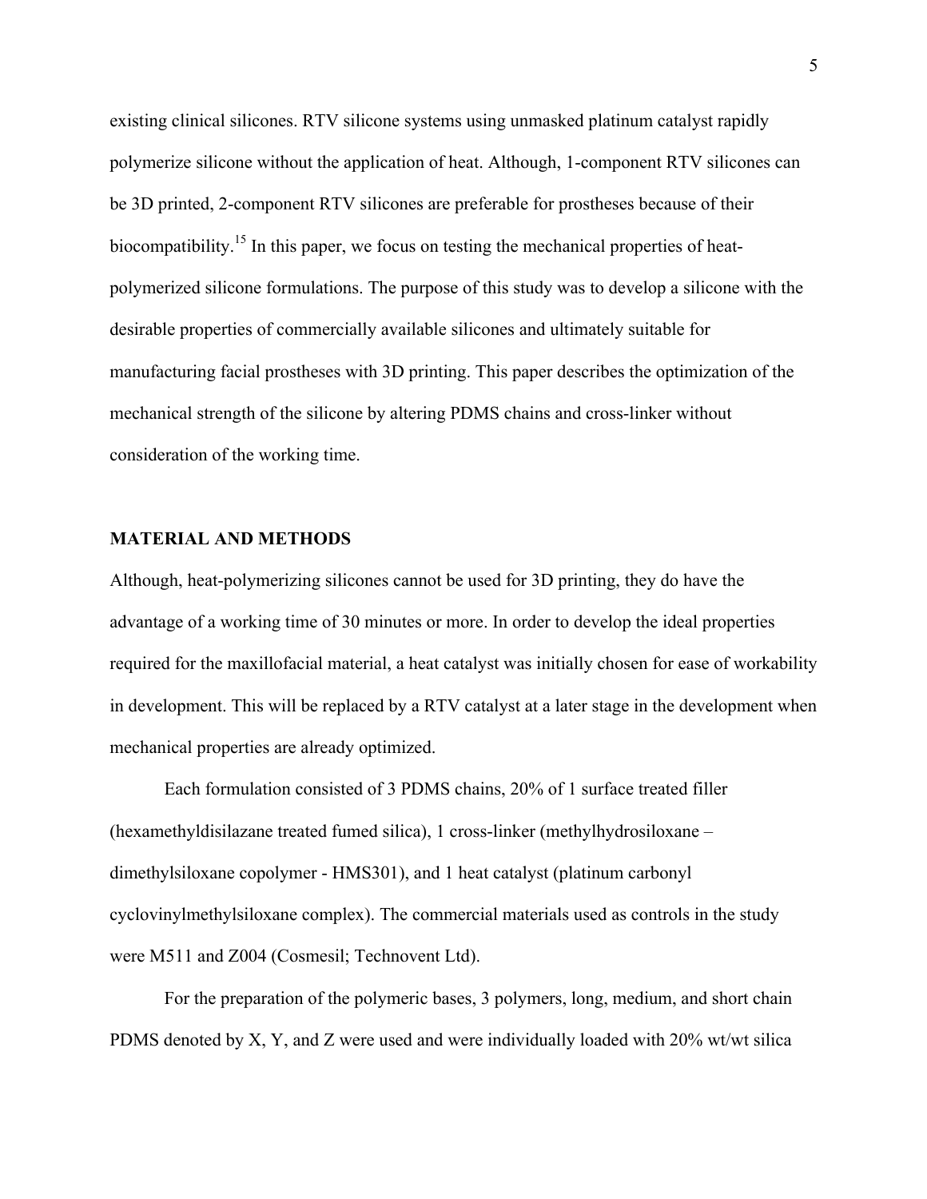existing clinical silicones. RTV silicone systems using unmasked platinum catalyst rapidly polymerize silicone without the application of heat. Although, 1-component RTV silicones can be 3D printed, 2-component RTV silicones are preferable for prostheses because of their biocompatibility.[15] In this paper, we focus on testing the mechanical properties of heat-polymerized silicone formulations. The purpose of this study was to develop a silicone with the desirable properties of commercially available silicones and ultimately suitable for manufacturing facial prostheses with 3D printing. This paper describes the optimization of the mechanical strength of the silicone by altering PDMS chains and cross-linker without consideration of the working time.

## MATERIAL AND METHODS

Although, heat-polymerizing silicones cannot be used for 3D printing, they do have the advantage of a working time of 30 minutes or more. In order to develop the ideal properties required for the maxillofacial material, a heat catalyst was initially chosen for ease of workability in development. This will be replaced by a RTV catalyst at a later stage in the development when mechanical properties are already optimized.

Each formulation consisted of 3 PDMS chains, 20% of 1 surface treated filler (hexamethyldisilazane treated fumed silica), 1 cross-linker (methylhydrosiloxane – dimethylsiloxane copolymer - HMS301), and 1 heat catalyst (platinum carbonyl cyclovinylmethylsiloxane complex). The commercial materials used as controls in the study were M511 and Z004 (Cosmesil; Technovent Ltd).

For the preparation of the polymeric bases, 3 polymers, long, medium, and short chain PDMS denoted by X, Y, and Z were used and were individually loaded with 20% wt/wt silica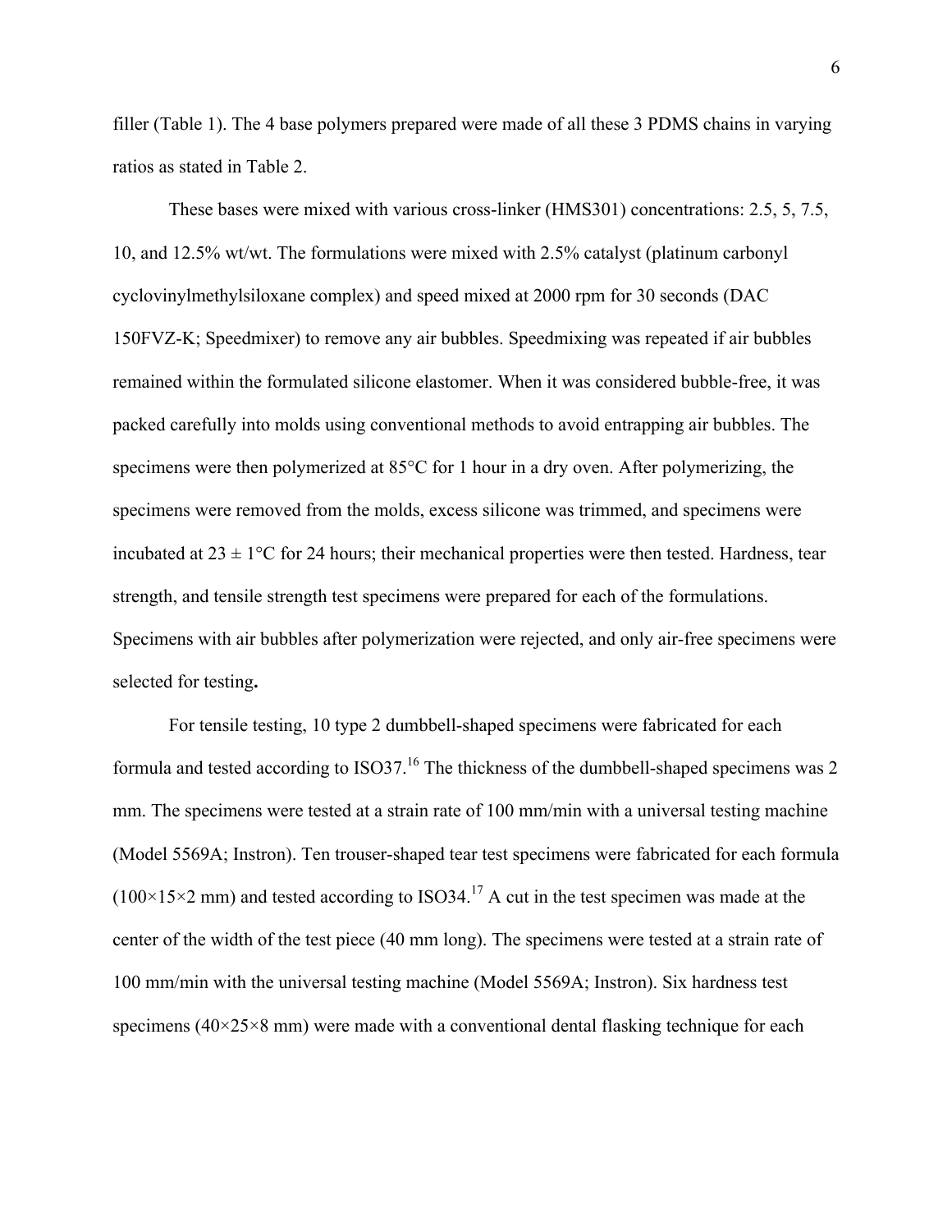filler (Table 1). The 4 base polymers prepared were made of all these 3 PDMS chains in varying ratios as stated in Table 2.

These bases were mixed with various cross-linker (HMS301) concentrations: 2.5, 5, 7.5, 10, and 12.5% wt/wt. The formulations were mixed with 2.5% catalyst (platinum carbonyl cyclovinylmethylsiloxane complex) and speed mixed at 2000 rpm for 30 seconds (DAC 150FVZ-K; Speedmixer) to remove any air bubbles. Speedmixing was repeated if air bubbles remained within the formulated silicone elastomer. When it was considered bubble-free, it was packed carefully into molds using conventional methods to avoid entrapping air bubbles. The specimens were then polymerized at 85°C for 1 hour in a dry oven. After polymerizing, the specimens were removed from the molds, excess silicone was trimmed, and specimens were incubated at 23 ± 1°C for 24 hours; their mechanical properties were then tested. Hardness, tear strength, and tensile strength test specimens were prepared for each of the formulations. Specimens with air bubbles after polymerization were rejected, and only air-free specimens were selected for testing**.**

For tensile testing, 10 type 2 dumbbell-shaped specimens were fabricated for each formula and tested according to ISO37.[16] The thickness of the dumbbell-shaped specimens was 2 mm. The specimens were tested at a strain rate of 100 mm/min with a universal testing machine (Model 5569A; Instron). Ten trouser-shaped tear test specimens were fabricated for each formula (100×15×2 mm) and tested according to ISO34.[17] A cut in the test specimen was made at the center of the width of the test piece (40 mm long). The specimens were tested at a strain rate of 100 mm/min with the universal testing machine (Model 5569A; Instron). Six hardness test specimens (40×25×8 mm) were made with a conventional dental flasking technique for each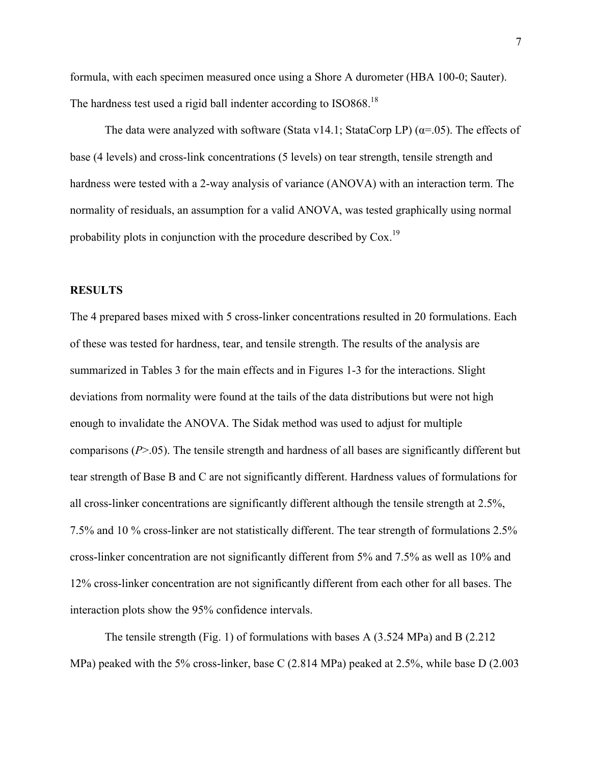formula, with each specimen measured once using a Shore A durometer (HBA 100-0; Sauter). The hardness test used a rigid ball indenter according to ISO868.[18]

The data were analyzed with software (Stata v14.1; StataCorp LP) ($\alpha$=.05). The effects of base (4 levels) and cross-link concentrations (5 levels) on tear strength, tensile strength and hardness were tested with a 2-way analysis of variance (ANOVA) with an interaction term. The normality of residuals, an assumption for a valid ANOVA, was tested graphically using normal probability plots in conjunction with the procedure described by Cox.[19]

## RESULTS

The 4 prepared bases mixed with 5 cross-linker concentrations resulted in 20 formulations. Each of these was tested for hardness, tear, and tensile strength. The results of the analysis are summarized in Tables 3 for the main effects and in Figures 1-3 for the interactions. Slight deviations from normality were found at the tails of the data distributions but were not high enough to invalidate the ANOVA. The Sidak method was used to adjust for multiple comparisons ($P$>.05). The tensile strength and hardness of all bases are significantly different but tear strength of Base B and C are not significantly different. Hardness values of formulations for all cross-linker concentrations are significantly different although the tensile strength at 2.5%, 7.5% and 10 % cross-linker are not statistically different. The tear strength of formulations 2.5% cross-linker concentration are not significantly different from 5% and 7.5% as well as 10% and 12% cross-linker concentration are not significantly different from each other for all bases. The interaction plots show the 95% confidence intervals.

The tensile strength (Fig. 1) of formulations with bases A (3.524 MPa) and B (2.212 MPa) peaked with the 5% cross-linker, base C (2.814 MPa) peaked at 2.5%, while base D (2.003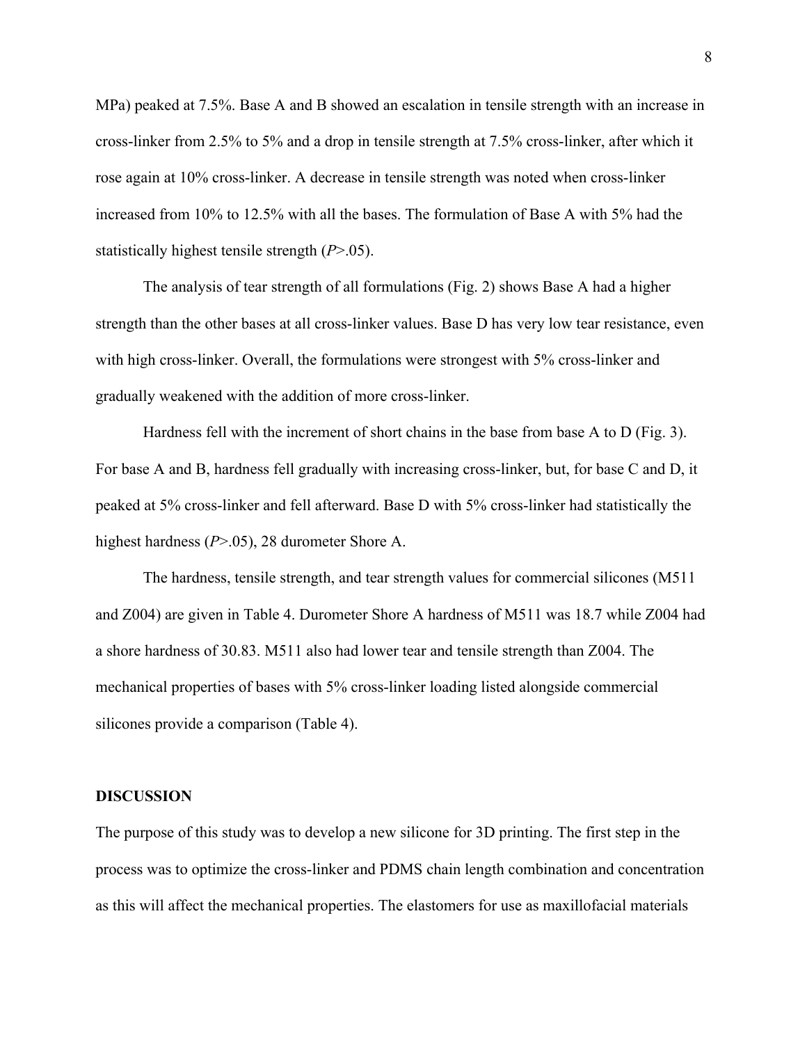MPa) peaked at 7.5%. Base A and B showed an escalation in tensile strength with an increase in cross-linker from 2.5% to 5% and a drop in tensile strength at 7.5% cross-linker, after which it rose again at 10% cross-linker. A decrease in tensile strength was noted when cross-linker increased from 10% to 12.5% with all the bases. The formulation of Base A with 5% had the statistically highest tensile strength ($P$>.05).

The analysis of tear strength of all formulations (Fig. 2) shows Base A had a higher strength than the other bases at all cross-linker values. Base D has very low tear resistance, even with high cross-linker. Overall, the formulations were strongest with 5% cross-linker and gradually weakened with the addition of more cross-linker.

Hardness fell with the increment of short chains in the base from base A to D (Fig. 3). For base A and B, hardness fell gradually with increasing cross-linker, but, for base C and D, it peaked at 5% cross-linker and fell afterward. Base D with 5% cross-linker had statistically the highest hardness ($P$>.05), 28 durometer Shore A.

The hardness, tensile strength, and tear strength values for commercial silicones (M511 and Z004) are given in Table 4. Durometer Shore A hardness of M511 was 18.7 while Z004 had a shore hardness of 30.83. M511 also had lower tear and tensile strength than Z004. The mechanical properties of bases with 5% cross-linker loading listed alongside commercial silicones provide a comparison (Table 4).

## DISCUSSION

The purpose of this study was to develop a new silicone for 3D printing. The first step in the process was to optimize the cross-linker and PDMS chain length combination and concentration as this will affect the mechanical properties. The elastomers for use as maxillofacial materials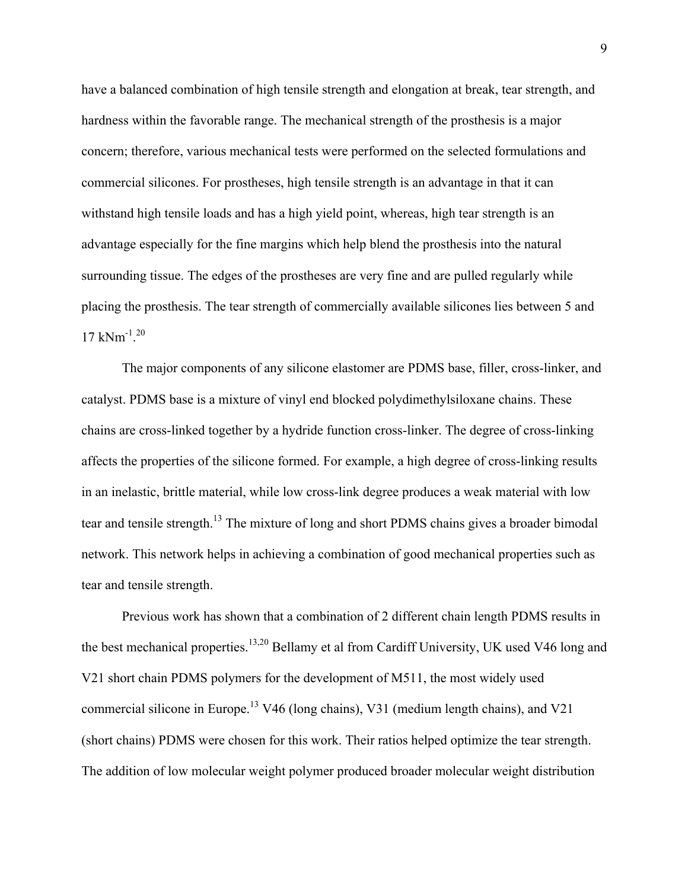have a balanced combination of high tensile strength and elongation at break, tear strength, and hardness within the favorable range. The mechanical strength of the prosthesis is a major concern; therefore, various mechanical tests were performed on the selected formulations and commercial silicones. For prostheses, high tensile strength is an advantage in that it can withstand high tensile loads and has a high yield point, whereas, high tear strength is an advantage especially for the fine margins which help blend the prosthesis into the natural surrounding tissue. The edges of the prostheses are very fine and are pulled regularly while placing the prosthesis. The tear strength of commercially available silicones lies between 5 and 17 $kNm^{-1}$.[20]

The major components of any silicone elastomer are PDMS base, filler, cross-linker, and catalyst. PDMS base is a mixture of vinyl end blocked polydimethylsiloxane chains. These chains are cross-linked together by a hydride function cross-linker. The degree of cross-linking affects the properties of the silicone formed. For example, a high degree of cross-linking results in an inelastic, brittle material, while low cross-link degree produces a weak material with low tear and tensile strength.[13] The mixture of long and short PDMS chains gives a broader bimodal network. This network helps in achieving a combination of good mechanical properties such as tear and tensile strength.

Previous work has shown that a combination of 2 different chain length PDMS results in the best mechanical properties.[13,20] Bellamy et al from Cardiff University, UK used V46 long and V21 short chain PDMS polymers for the development of M511, the most widely used commercial silicone in Europe.[13] V46 (long chains), V31 (medium length chains), and V21 (short chains) PDMS were chosen for this work. Their ratios helped optimize the tear strength. The addition of low molecular weight polymer produced broader molecular weight distribution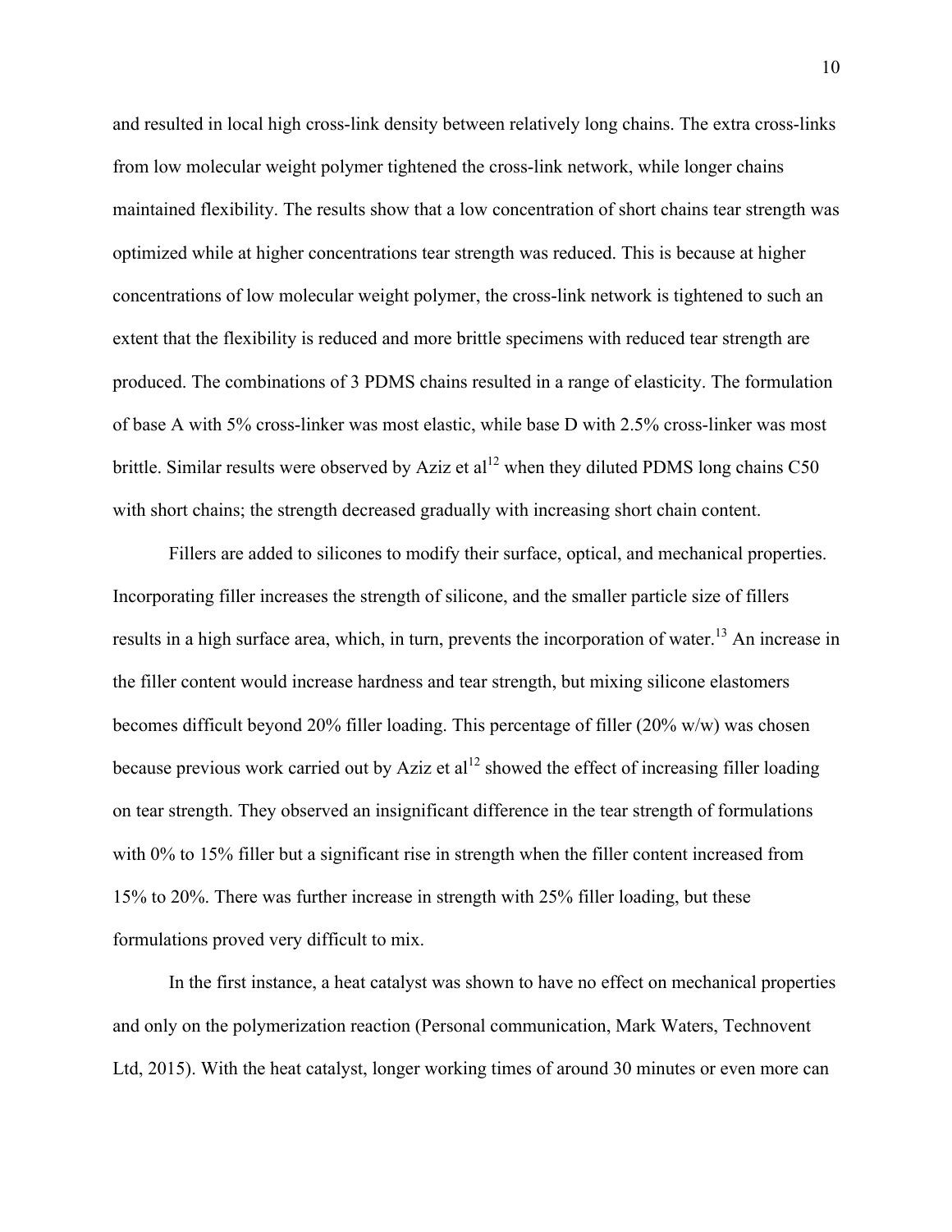and resulted in local high cross-link density between relatively long chains. The extra cross-links from low molecular weight polymer tightened the cross-link network, while longer chains maintained flexibility. The results show that a low concentration of short chains tear strength was optimized while at higher concentrations tear strength was reduced. This is because at higher concentrations of low molecular weight polymer, the cross-link network is tightened to such an extent that the flexibility is reduced and more brittle specimens with reduced tear strength are produced. The combinations of 3 PDMS chains resulted in a range of elasticity. The formulation of base A with 5% cross-linker was most elastic, while base D with 2.5% cross-linker was most brittle. Similar results were observed by Aziz et al[12] when they diluted PDMS long chains C50 with short chains; the strength decreased gradually with increasing short chain content.

Fillers are added to silicones to modify their surface, optical, and mechanical properties. Incorporating filler increases the strength of silicone, and the smaller particle size of fillers results in a high surface area, which, in turn, prevents the incorporation of water.[13] An increase in the filler content would increase hardness and tear strength, but mixing silicone elastomers becomes difficult beyond 20% filler loading. This percentage of filler (20% w/w) was chosen because previous work carried out by Aziz et al[12] showed the effect of increasing filler loading on tear strength. They observed an insignificant difference in the tear strength of formulations with 0% to 15% filler but a significant rise in strength when the filler content increased from 15% to 20%. There was further increase in strength with 25% filler loading, but these formulations proved very difficult to mix.

In the first instance, a heat catalyst was shown to have no effect on mechanical properties and only on the polymerization reaction (Personal communication, Mark Waters, Technovent Ltd, 2015). With the heat catalyst, longer working times of around 30 minutes or even more can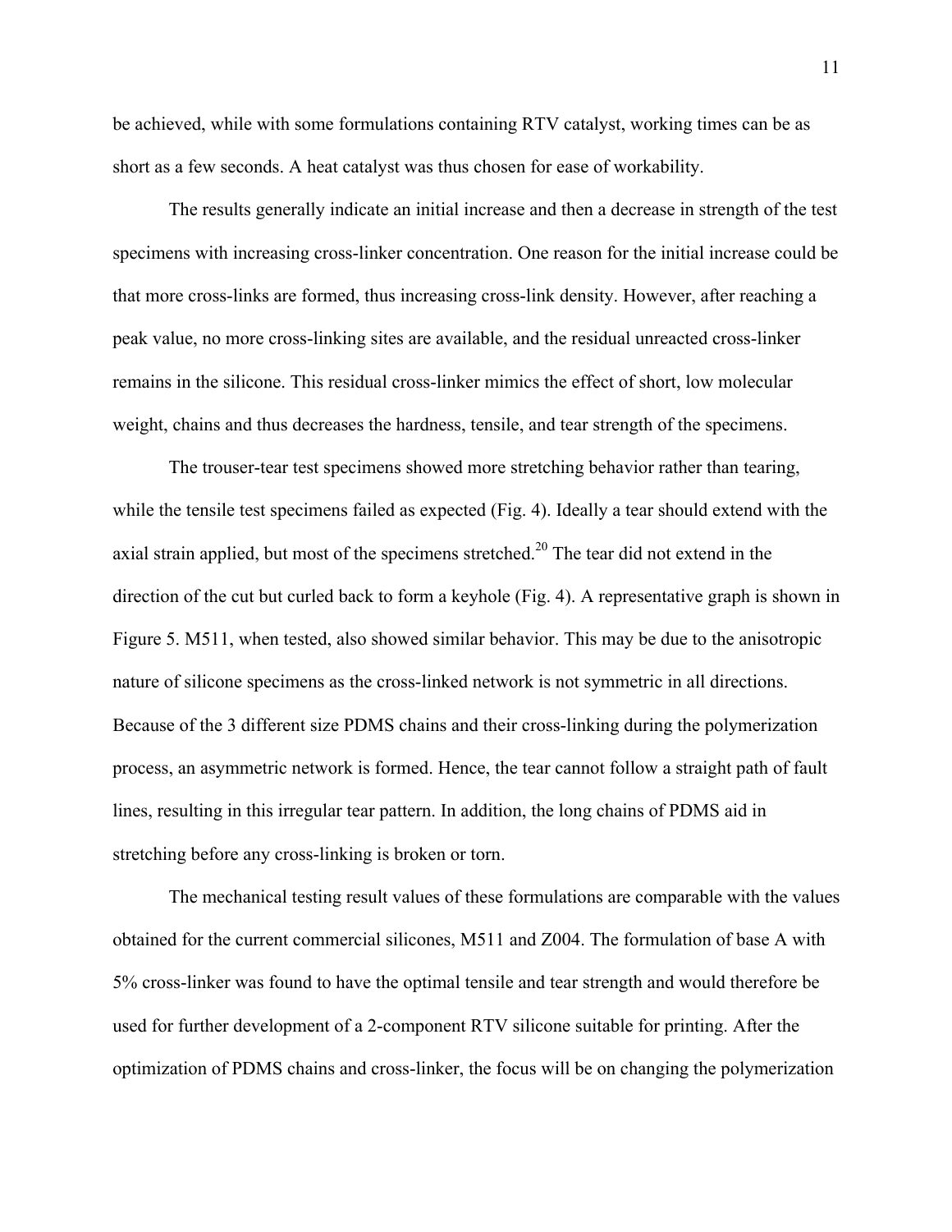be achieved, while with some formulations containing RTV catalyst, working times can be as short as a few seconds. A heat catalyst was thus chosen for ease of workability.

The results generally indicate an initial increase and then a decrease in strength of the test specimens with increasing cross-linker concentration. One reason for the initial increase could be that more cross-links are formed, thus increasing cross-link density. However, after reaching a peak value, no more cross-linking sites are available, and the residual unreacted cross-linker remains in the silicone. This residual cross-linker mimics the effect of short, low molecular weight, chains and thus decreases the hardness, tensile, and tear strength of the specimens.

The trouser-tear test specimens showed more stretching behavior rather than tearing, while the tensile test specimens failed as expected (Fig. 4). Ideally a tear should extend with the axial strain applied, but most of the specimens stretched.[20] The tear did not extend in the direction of the cut but curled back to form a keyhole (Fig. 4). A representative graph is shown in Figure 5. M511, when tested, also showed similar behavior. This may be due to the anisotropic nature of silicone specimens as the cross-linked network is not symmetric in all directions. Because of the 3 different size PDMS chains and their cross-linking during the polymerization process, an asymmetric network is formed. Hence, the tear cannot follow a straight path of fault lines, resulting in this irregular tear pattern. In addition, the long chains of PDMS aid in stretching before any cross-linking is broken or torn.

The mechanical testing result values of these formulations are comparable with the values obtained for the current commercial silicones, M511 and Z004. The formulation of base A with 5% cross-linker was found to have the optimal tensile and tear strength and would therefore be used for further development of a 2-component RTV silicone suitable for printing. After the optimization of PDMS chains and cross-linker, the focus will be on changing the polymerization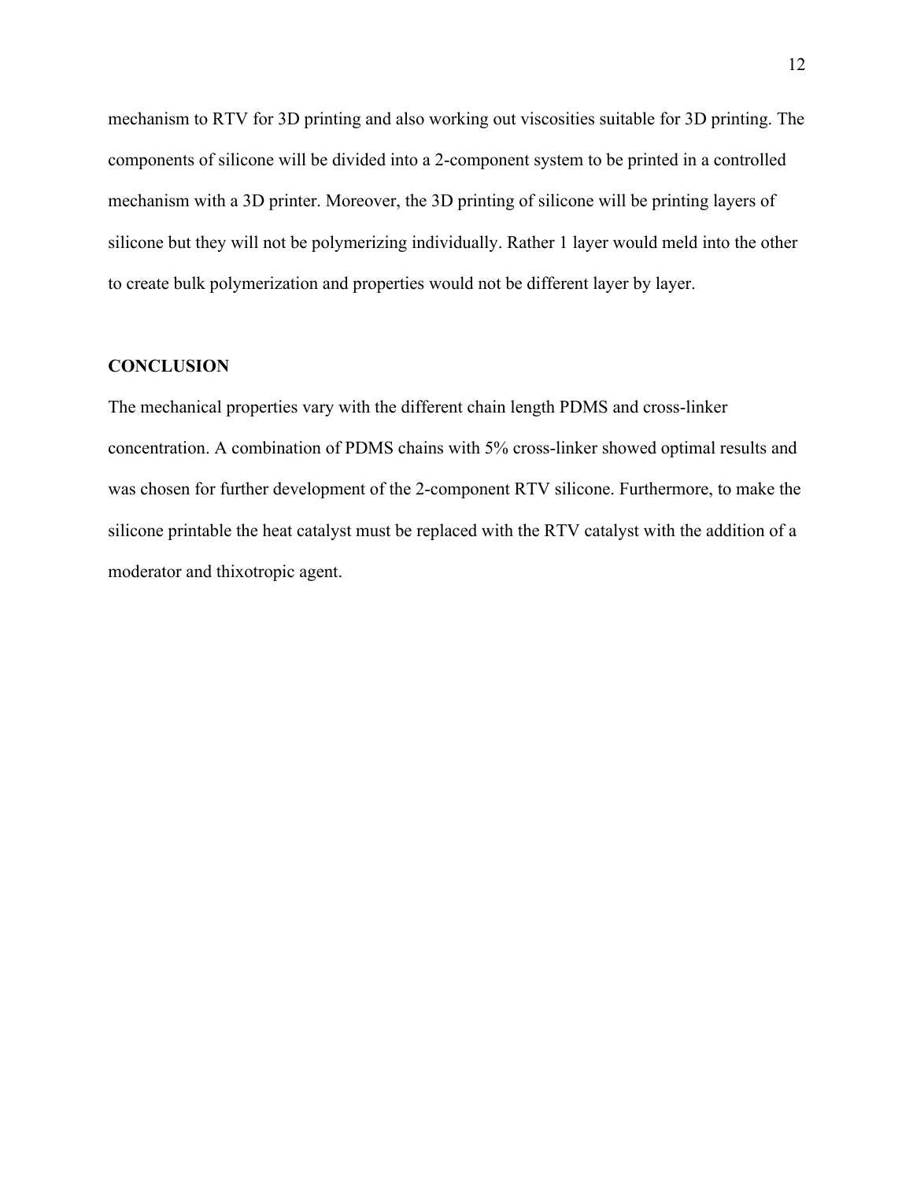mechanism to RTV for 3D printing and also working out viscosities suitable for 3D printing. The components of silicone will be divided into a 2-component system to be printed in a controlled mechanism with a 3D printer. Moreover, the 3D printing of silicone will be printing layers of silicone but they will not be polymerizing individually. Rather 1 layer would meld into the other to create bulk polymerization and properties would not be different layer by layer.

## CONCLUSION

The mechanical properties vary with the different chain length PDMS and cross-linker concentration. A combination of PDMS chains with 5% cross-linker showed optimal results and was chosen for further development of the 2-component RTV silicone. Furthermore, to make the silicone printable the heat catalyst must be replaced with the RTV catalyst with the addition of a moderator and thixotropic agent.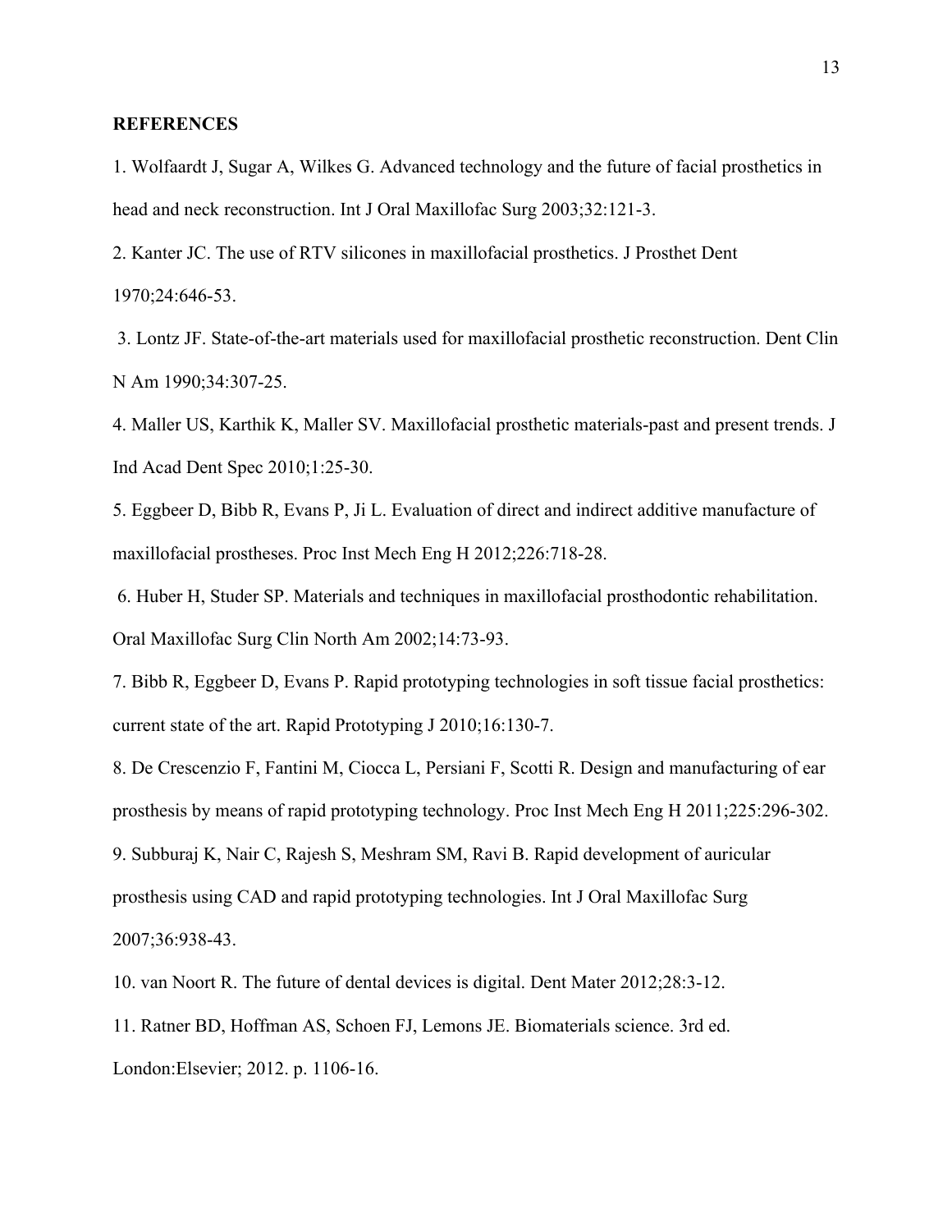## REFERENCES

1. Wolfaardt J, Sugar A, Wilkes G. Advanced technology and the future of facial prosthetics in head and neck reconstruction. Int J Oral Maxillofac Surg 2003;32:121-3.

2. Kanter JC. The use of RTV silicones in maxillofacial prosthetics. J Prosthet Dent 1970;24:646-53.

3. Lontz JF. State-of-the-art materials used for maxillofacial prosthetic reconstruction. Dent Clin N Am 1990;34:307-25.

4. Maller US, Karthik K, Maller SV. Maxillofacial prosthetic materials-past and present trends. J Ind Acad Dent Spec 2010;1:25-30.

5. Eggbeer D, Bibb R, Evans P, Ji L. Evaluation of direct and indirect additive manufacture of maxillofacial prostheses. Proc Inst Mech Eng H 2012;226:718-28.

6. Huber H, Studer SP. Materials and techniques in maxillofacial prosthodontic rehabilitation. Oral Maxillofac Surg Clin North Am 2002;14:73-93.

7. Bibb R, Eggbeer D, Evans P. Rapid prototyping technologies in soft tissue facial prosthetics: current state of the art. Rapid Prototyping J 2010;16:130-7.

8. De Crescenzio F, Fantini M, Ciocca L, Persiani F, Scotti R. Design and manufacturing of ear prosthesis by means of rapid prototyping technology. Proc Inst Mech Eng H 2011;225:296-302.

9. Subburaj K, Nair C, Rajesh S, Meshram SM, Ravi B. Rapid development of auricular prosthesis using CAD and rapid prototyping technologies. Int J Oral Maxillofac Surg 2007;36:938-43.

10. van Noort R. The future of dental devices is digital. Dent Mater 2012;28:3-12.

11. Ratner BD, Hoffman AS, Schoen FJ, Lemons JE. Biomaterials science. 3rd ed. London:Elsevier; 2012. p. 1106-16.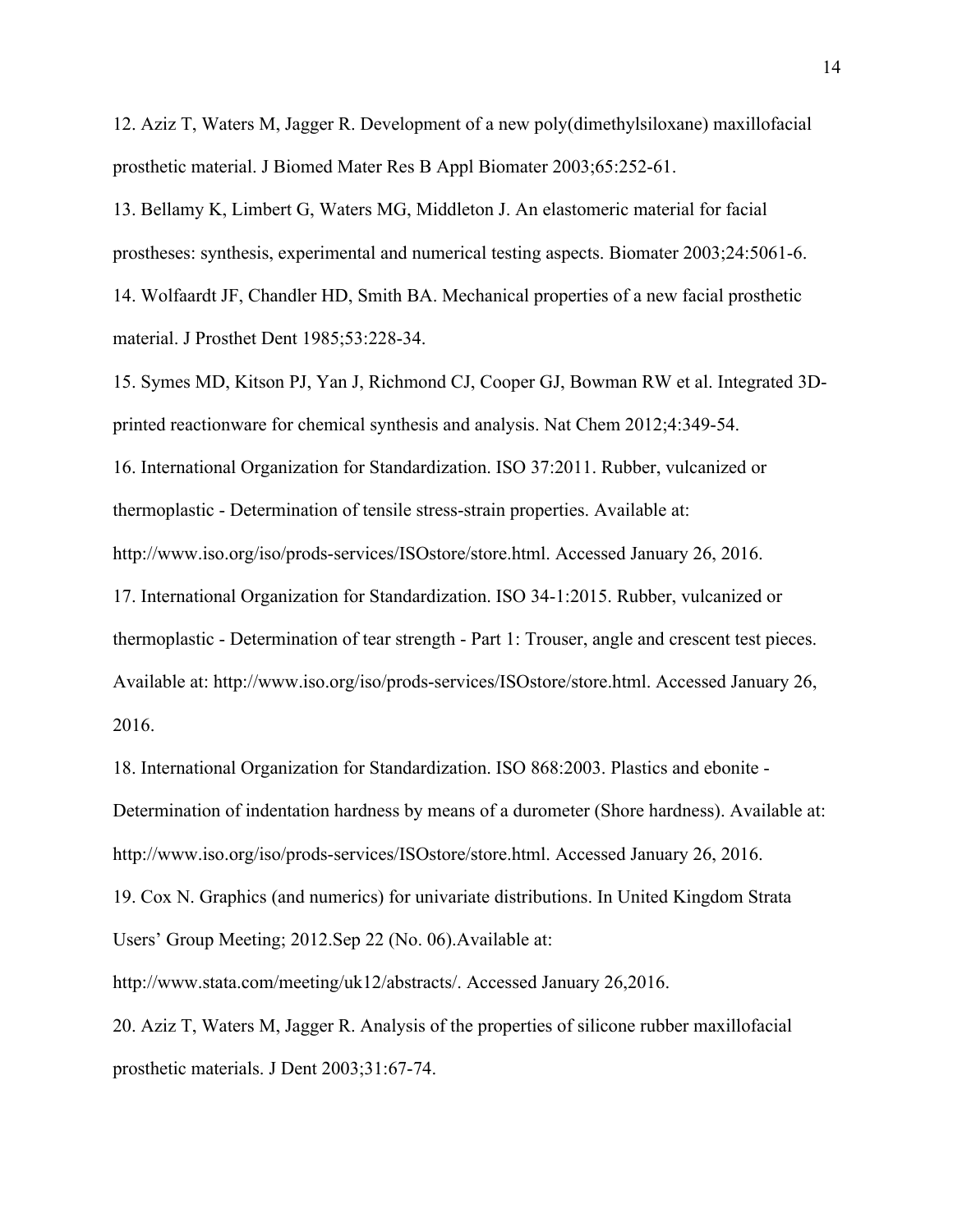12. Aziz T, Waters M, Jagger R. Development of a new poly(dimethylsiloxane) maxillofacial prosthetic material. J Biomed Mater Res B Appl Biomater 2003;65:252-61.

13. Bellamy K, Limbert G, Waters MG, Middleton J. An elastomeric material for facial prostheses: synthesis, experimental and numerical testing aspects. Biomater 2003;24:5061-6.

14. Wolfaardt JF, Chandler HD, Smith BA. Mechanical properties of a new facial prosthetic material. J Prosthet Dent 1985;53:228-34.

15. Symes MD, Kitson PJ, Yan J, Richmond CJ, Cooper GJ, Bowman RW et al. Integrated 3D-printed reactionware for chemical synthesis and analysis. Nat Chem 2012;4:349-54.

16. International Organization for Standardization. ISO 37:2011. Rubber, vulcanized or thermoplastic - Determination of tensile stress-strain properties. Available at: http://www.iso.org/iso/prods-services/ISOstore/store.html. Accessed January 26, 2016.

17. International Organization for Standardization. ISO 34-1:2015. Rubber, vulcanized or thermoplastic - Determination of tear strength - Part 1: Trouser, angle and crescent test pieces. Available at: http://www.iso.org/iso/prods-services/ISOstore/store.html. Accessed January 26, 2016.

18. International Organization for Standardization. ISO 868:2003. Plastics and ebonite - Determination of indentation hardness by means of a durometer (Shore hardness). Available at: http://www.iso.org/iso/prods-services/ISOstore/store.html. Accessed January 26, 2016.

19. Cox N. Graphics (and numerics) for univariate distributions. In United Kingdom Strata Users' Group Meeting; 2012.Sep 22 (No. 06).Available at: http://www.stata.com/meeting/uk12/abstracts/. Accessed January 26,2016.

20. Aziz T, Waters M, Jagger R. Analysis of the properties of silicone rubber maxillofacial prosthetic materials. J Dent 2003;31:67-74.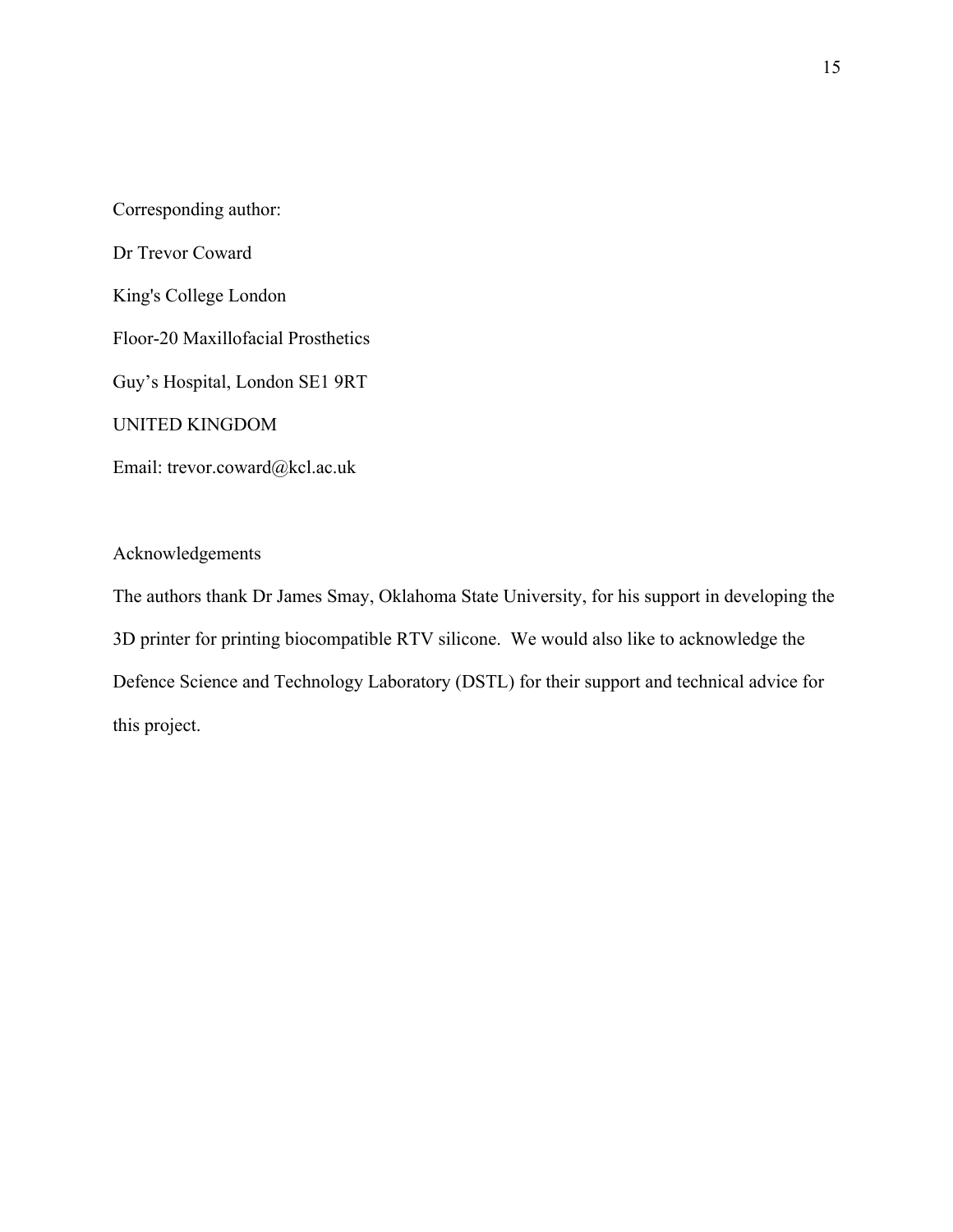Corresponding author:

Dr Trevor Coward

King's College London

Floor-20 Maxillofacial Prosthetics

Guy's Hospital, London SE1 9RT

UNITED KINGDOM

Email: trevor.coward@kcl.ac.uk

Acknowledgements

The authors thank Dr James Smay, Oklahoma State University, for his support in developing the 3D printer for printing biocompatible RTV silicone. We would also like to acknowledge the Defence Science and Technology Laboratory (DSTL) for their support and technical advice for this project.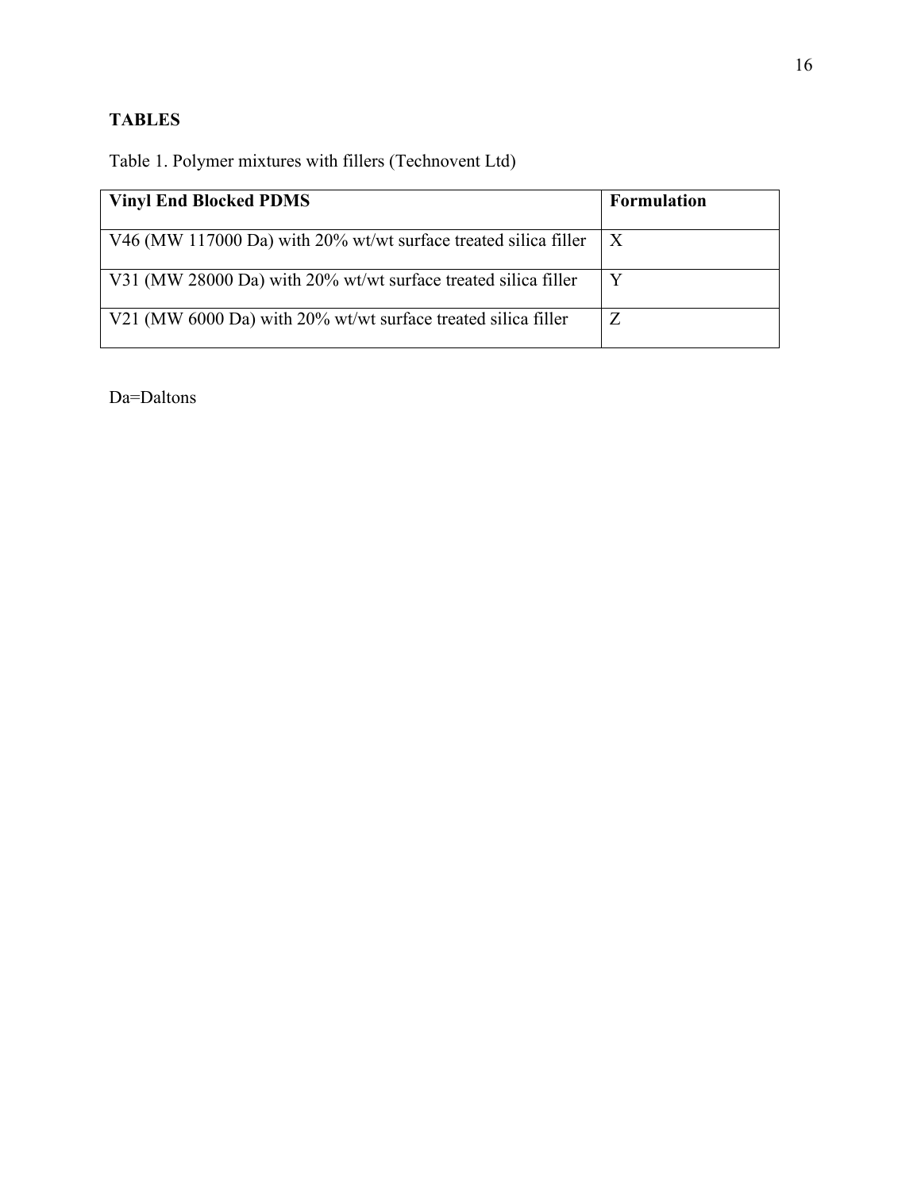## TABLES

Table 1. Polymer mixtures with fillers (Technovent Ltd)

| **Vinyl End Blocked PDMS** | **Formulation** |
|---|---|
| V46 (MW 117000 Da) with 20% wt/wt surface treated silica filler | X |
| V31 (MW 28000 Da) with 20% wt/wt surface treated silica filler | Y |
| V21 (MW 6000 Da) with 20% wt/wt surface treated silica filler | Z |

Da=Daltons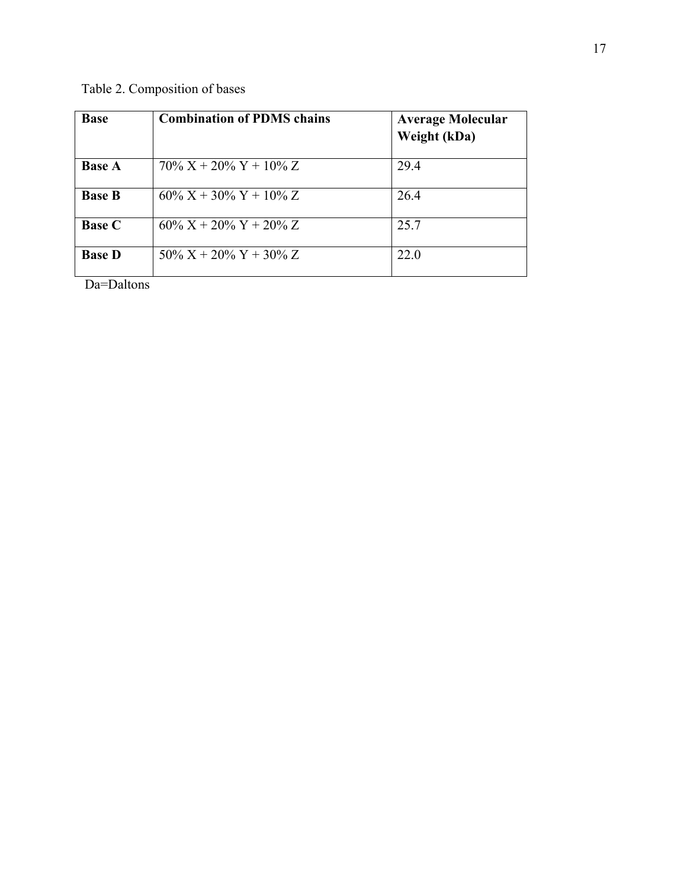Table 2. Composition of bases

| Base | Combination of PDMS chains | Average Molecular Weight (kDa) |
| --- | --- | --- |
| **Base A** | 70% X + 20% Y + 10% Z | 29.4 |
| **Base B** | 60% X + 30% Y + 10% Z | 26.4 |
| **Base C** | 60% X + 20% Y + 20% Z | 25.7 |
| **Base D** | 50% X + 20% Y + 30% Z | 22.0 |

Da=Daltons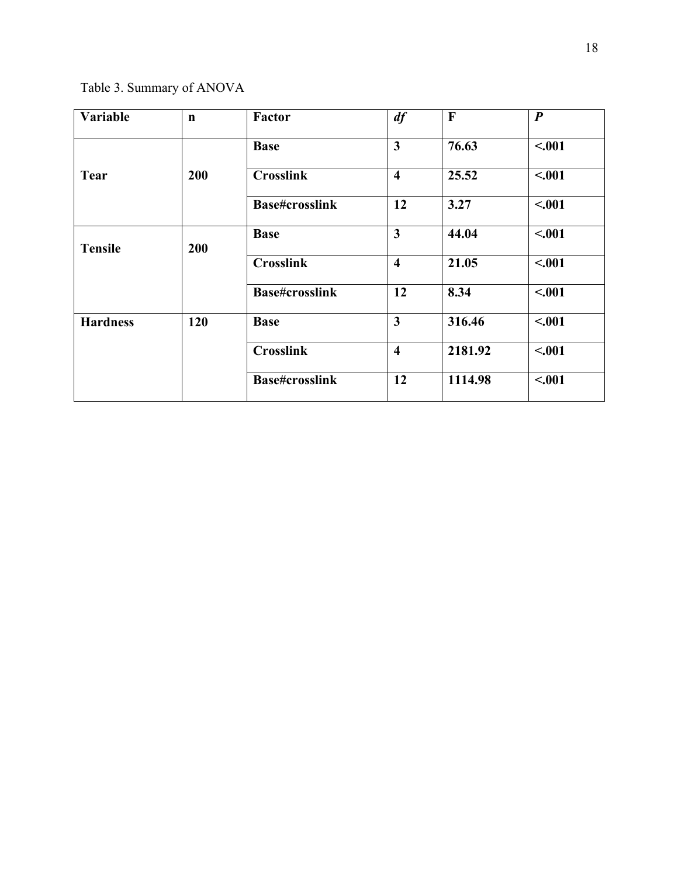Table 3. Summary of ANOVA

| **Variable** | **n** | **Factor** | ***df*** | **F** | ***P*** |
|---|---|---|---|---|---|
| **Tear** | **200** | **Base** | **3** | **76.63** | **<.001** |
| | | **Crosslink** | **4** | **25.52** | **<.001** |
| | | **Base#crosslink** | **12** | **3.27** | **<.001** |
| **Tensile** | **200** | **Base** | **3** | **44.04** | **<.001** |
| | | **Crosslink** | **4** | **21.05** | **<.001** |
| | | **Base#crosslink** | **12** | **8.34** | **<.001** |
| **Hardness** | **120** | **Base** | **3** | **316.46** | **<.001** |
| | | **Crosslink** | **4** | **2181.92** | **<.001** |
| | | **Base#crosslink** | **12** | **1114.98** | **<.001** |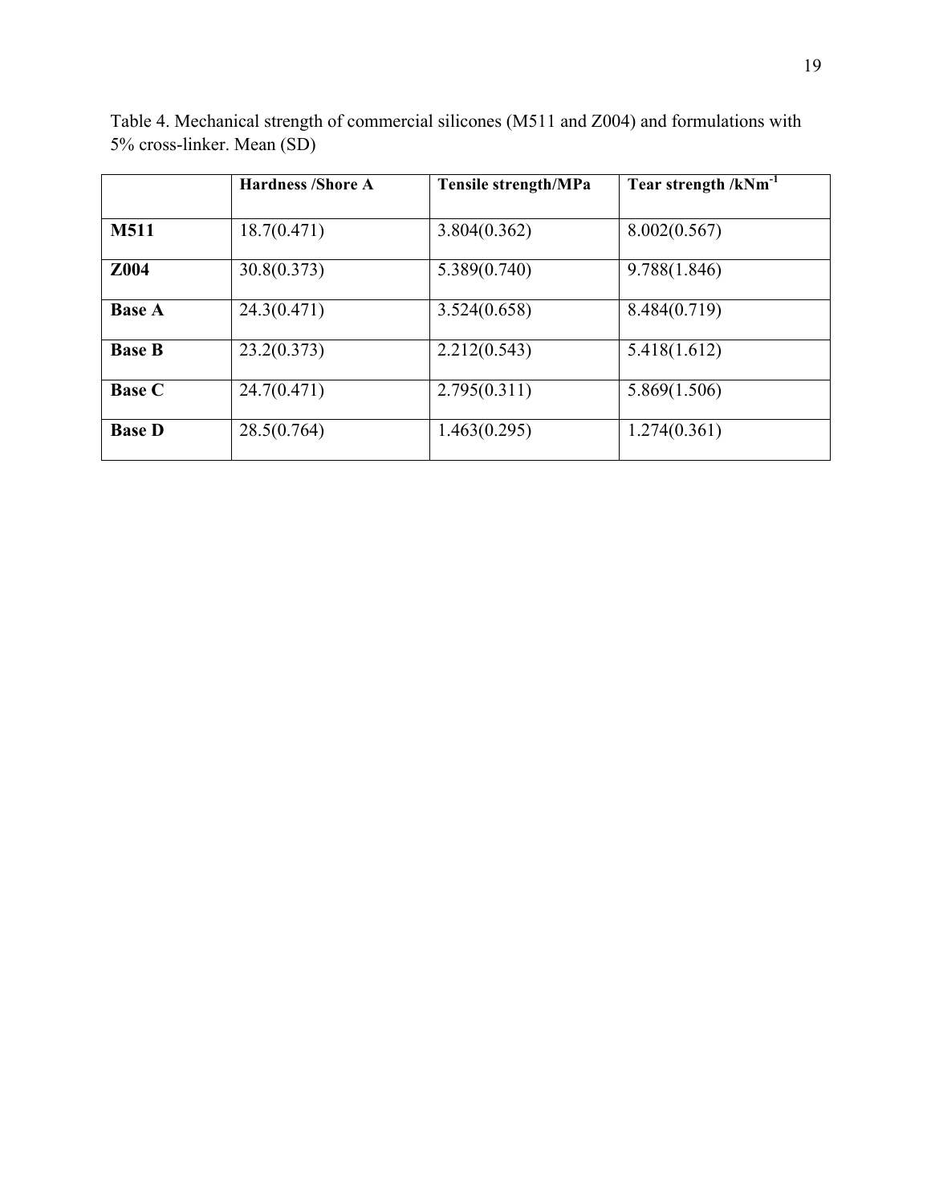Table 4. Mechanical strength of commercial silicones (M511 and Z004) and formulations with 5% cross-linker. Mean (SD)

| | **Hardness /Shore A** | **Tensile strength/MPa** | **Tear strength /kNm$^{-1}$** |
|---|---|---|---|
| **M511** | 18.7(0.471) | 3.804(0.362) | 8.002(0.567) |
| **Z004** | 30.8(0.373) | 5.389(0.740) | 9.788(1.846) |
| **Base A** | 24.3(0.471) | 3.524(0.658) | 8.484(0.719) |
| **Base B** | 23.2(0.373) | 2.212(0.543) | 5.418(1.612) |
| **Base C** | 24.7(0.471) | 2.795(0.311) | 5.869(1.506) |
| **Base D** | 28.5(0.764) | 1.463(0.295) | 1.274(0.361) |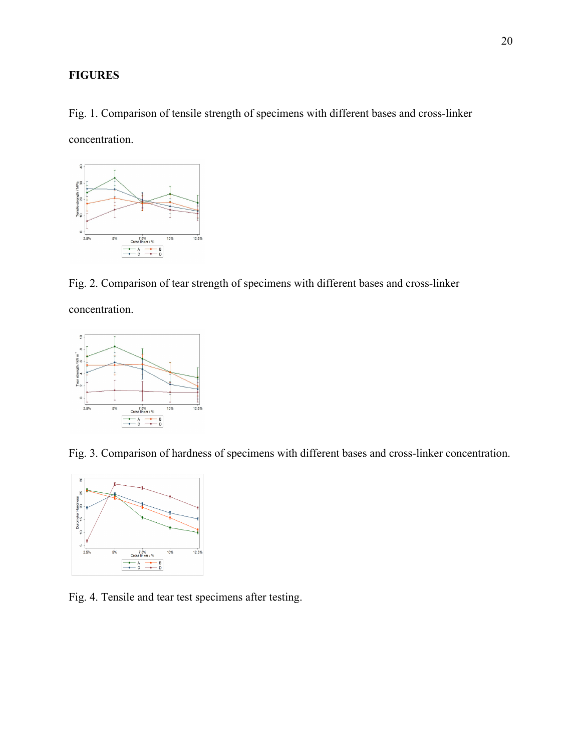**FIGURES**

Fig. 1. Comparison of tensile strength of specimens with different bases and cross-linker concentration.

Fig. 2. Comparison of tear strength of specimens with different bases and cross-linker concentration.

Fig. 3. Comparison of hardness of specimens with different bases and cross-linker concentration.

Fig. 4. Tensile and tear test specimens after testing.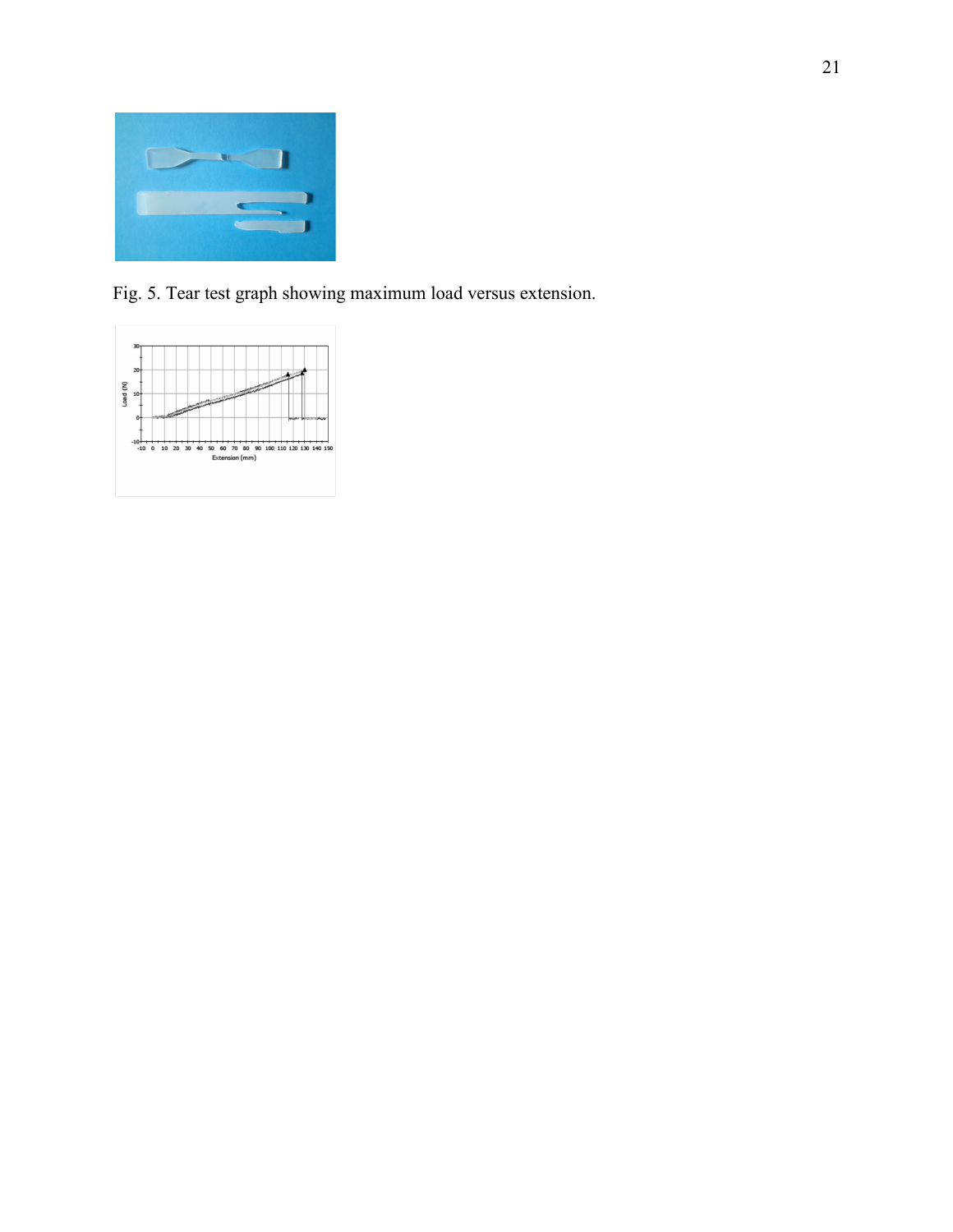Fig. 5. Tear test graph showing maximum load versus extension.

30
20
10
0
-10
Load (N)
-10 0 10 20 30 40 50 60 70 80 90 100 110 120 130 140 150
Extension (mm)